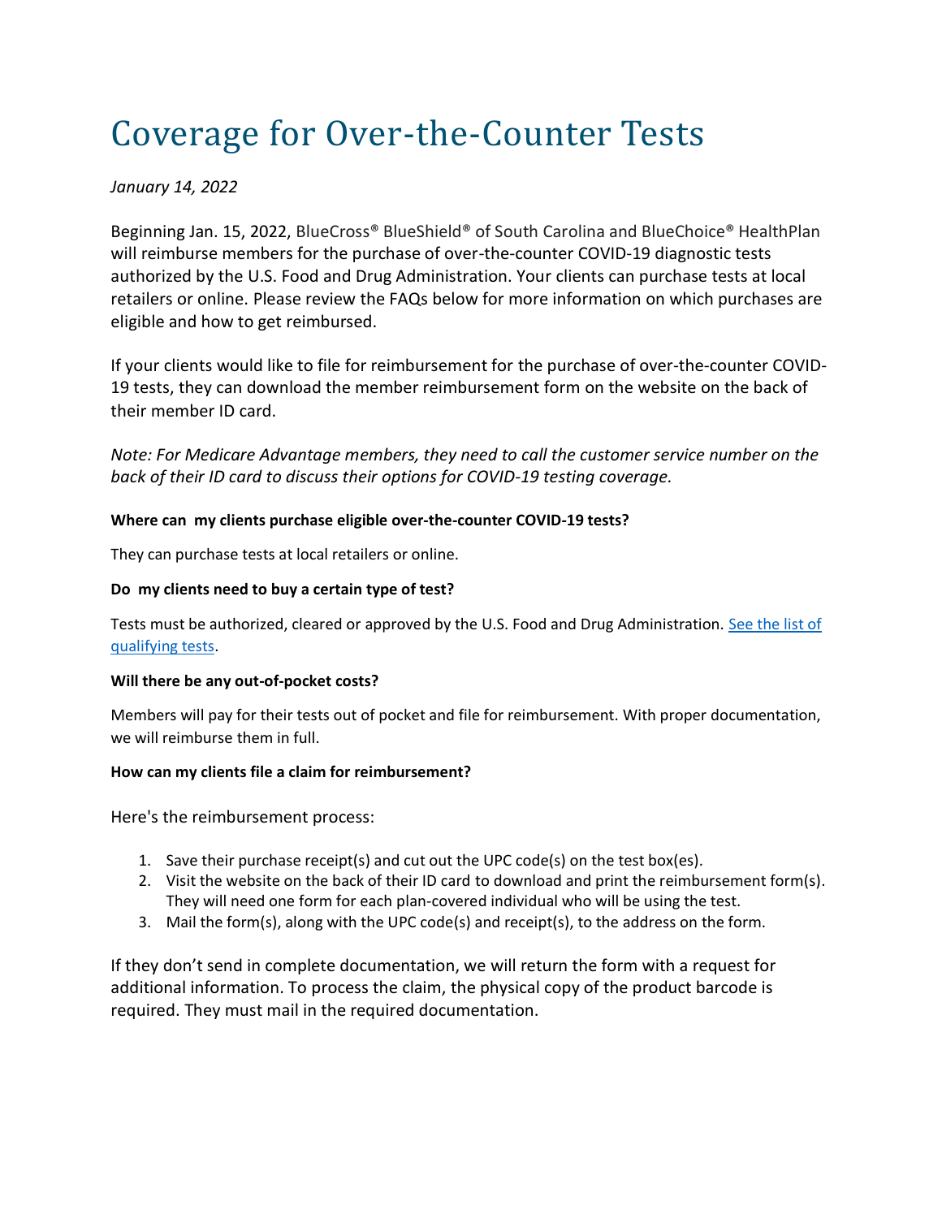# Coverage for Over-the-Counter Tests

*January 14, 2022*

Beginning Jan. 15, 2022, BlueCross® BlueShield® of South Carolina and BlueChoice® HealthPlan will reimburse members for the purchase of over-the-counter COVID-19 diagnostic tests authorized by the U.S. Food and Drug Administration. Your clients can purchase tests at local retailers or online. Please review the FAQs below for more information on which purchases are eligible and how to get reimbursed.

If your clients would like to file for reimbursement for the purchase of over-the-counter COVID-19 tests, they can download the member reimbursement form on the website on the back of their member ID card.

*Note: For Medicare Advantage members, they need to call the customer service number on the back of their ID card to discuss their options for COVID-19 testing coverage.*

**Where can my clients purchase eligible over-the-counter COVID-19 tests?**

They can purchase tests at local retailers or online.

**Do my clients need to buy a certain type of test?**

Tests must be authorized, cleared or approved by the U.S. Food and Drug Administration. [See the list of qualifying tests](#).

**Will there be any out-of-pocket costs?**

Members will pay for their tests out of pocket and file for reimbursement. With proper documentation, we will reimburse them in full.

**How can my clients file a claim for reimbursement?**

Here's the reimbursement process:

1. Save their purchase receipt(s) and cut out the UPC code(s) on the test box(es).
2. Visit the website on the back of their ID card to download and print the reimbursement form(s). They will need one form for each plan-covered individual who will be using the test.
3. Mail the form(s), along with the UPC code(s) and receipt(s), to the address on the form.

If they don't send in complete documentation, we will return the form with a request for additional information. To process the claim, the physical copy of the product barcode is required. They must mail in the required documentation.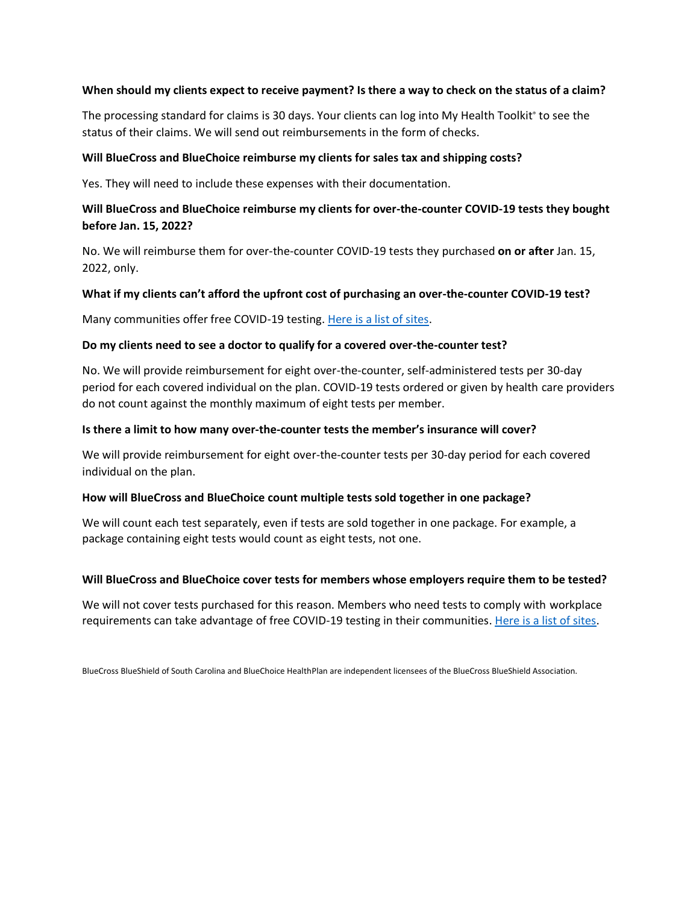**When should my clients expect to receive payment? Is there a way to check on the status of a claim?**

The processing standard for claims is 30 days. Your clients can log into My Health Toolkit® to see the status of their claims. We will send out reimbursements in the form of checks.

**Will BlueCross and BlueChoice reimburse my clients for sales tax and shipping costs?**

Yes. They will need to include these expenses with their documentation.

**Will BlueCross and BlueChoice reimburse my clients for over-the-counter COVID-19 tests they bought before Jan. 15, 2022?**

No. We will reimburse them for over-the-counter COVID-19 tests they purchased **on or after** Jan. 15, 2022, only.

**What if my clients can't afford the upfront cost of purchasing an over-the-counter COVID-19 test?**

Many communities offer free COVID-19 testing. Here is a list of sites.

**Do my clients need to see a doctor to qualify for a covered over-the-counter test?**

No. We will provide reimbursement for eight over-the-counter, self-administered tests per 30-day period for each covered individual on the plan. COVID-19 tests ordered or given by health care providers do not count against the monthly maximum of eight tests per member.

**Is there a limit to how many over-the-counter tests the member's insurance will cover?**

We will provide reimbursement for eight over-the-counter tests per 30-day period for each covered individual on the plan.

**How will BlueCross and BlueChoice count multiple tests sold together in one package?**

We will count each test separately, even if tests are sold together in one package. For example, a package containing eight tests would count as eight tests, not one.

**Will BlueCross and BlueChoice cover tests for members whose employers require them to be tested?**

We will not cover tests purchased for this reason. Members who need tests to comply with workplace requirements can take advantage of free COVID-19 testing in their communities. Here is a list of sites.

BlueCross BlueShield of South Carolina and BlueChoice HealthPlan are independent licensees of the BlueCross BlueShield Association.